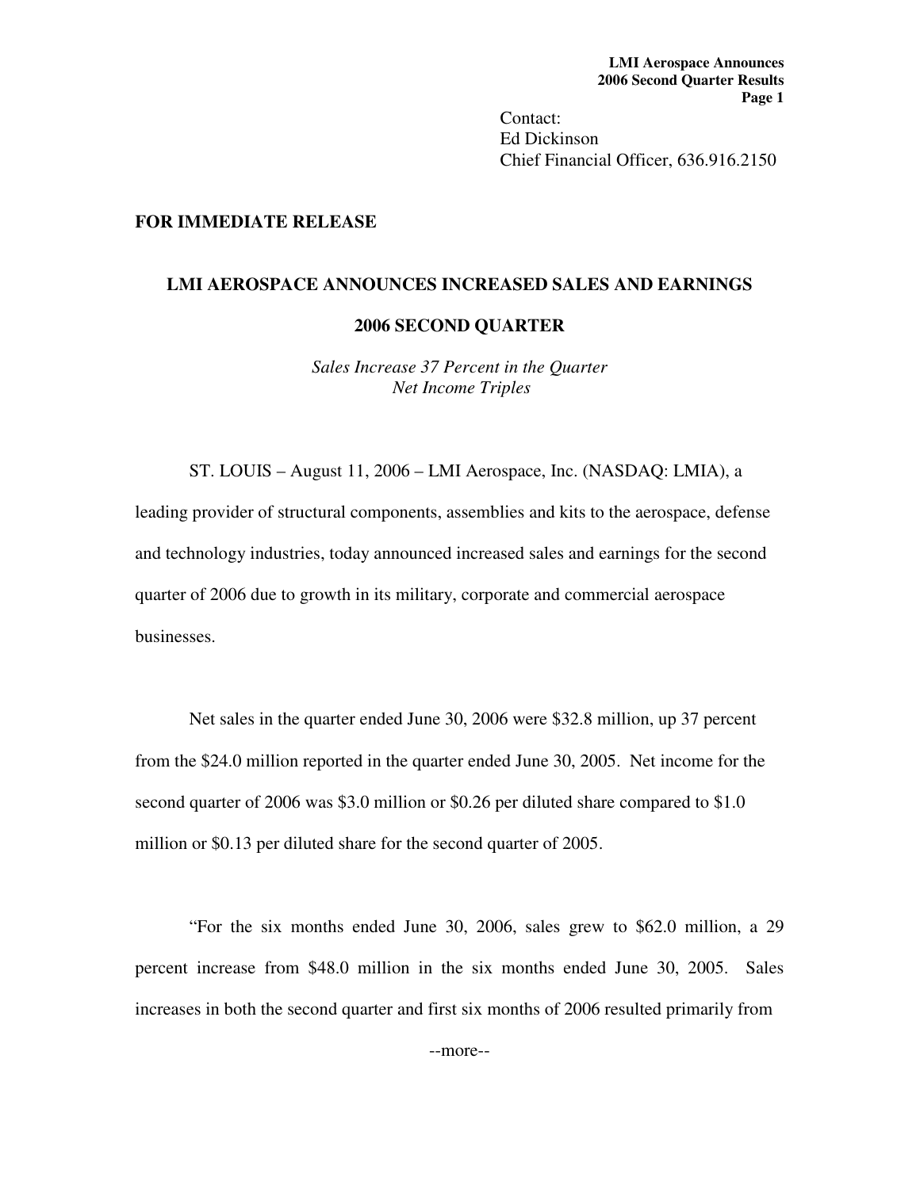Contact:
Ed Dickinson
Chief Financial Officer, 636.916.2150

**FOR IMMEDIATE RELEASE**

## LMI AEROSPACE ANNOUNCES INCREASED SALES AND EARNINGS

## 2006 SECOND QUARTER

*Sales Increase 37 Percent in the Quarter*
*Net Income Triples*

ST. LOUIS – August 11, 2006 – LMI Aerospace, Inc. (NASDAQ: LMIA), a leading provider of structural components, assemblies and kits to the aerospace, defense and technology industries, today announced increased sales and earnings for the second quarter of 2006 due to growth in its military, corporate and commercial aerospace businesses.

Net sales in the quarter ended June 30, 2006 were $32.8 million, up 37 percent from the $24.0 million reported in the quarter ended June 30, 2005. Net income for the second quarter of 2006 was $3.0 million or $0.26 per diluted share compared to $1.0 million or $0.13 per diluted share for the second quarter of 2005.

"For the six months ended June 30, 2006, sales grew to $62.0 million, a 29 percent increase from $48.0 million in the six months ended June 30, 2005. Sales increases in both the second quarter and first six months of 2006 resulted primarily from

--more--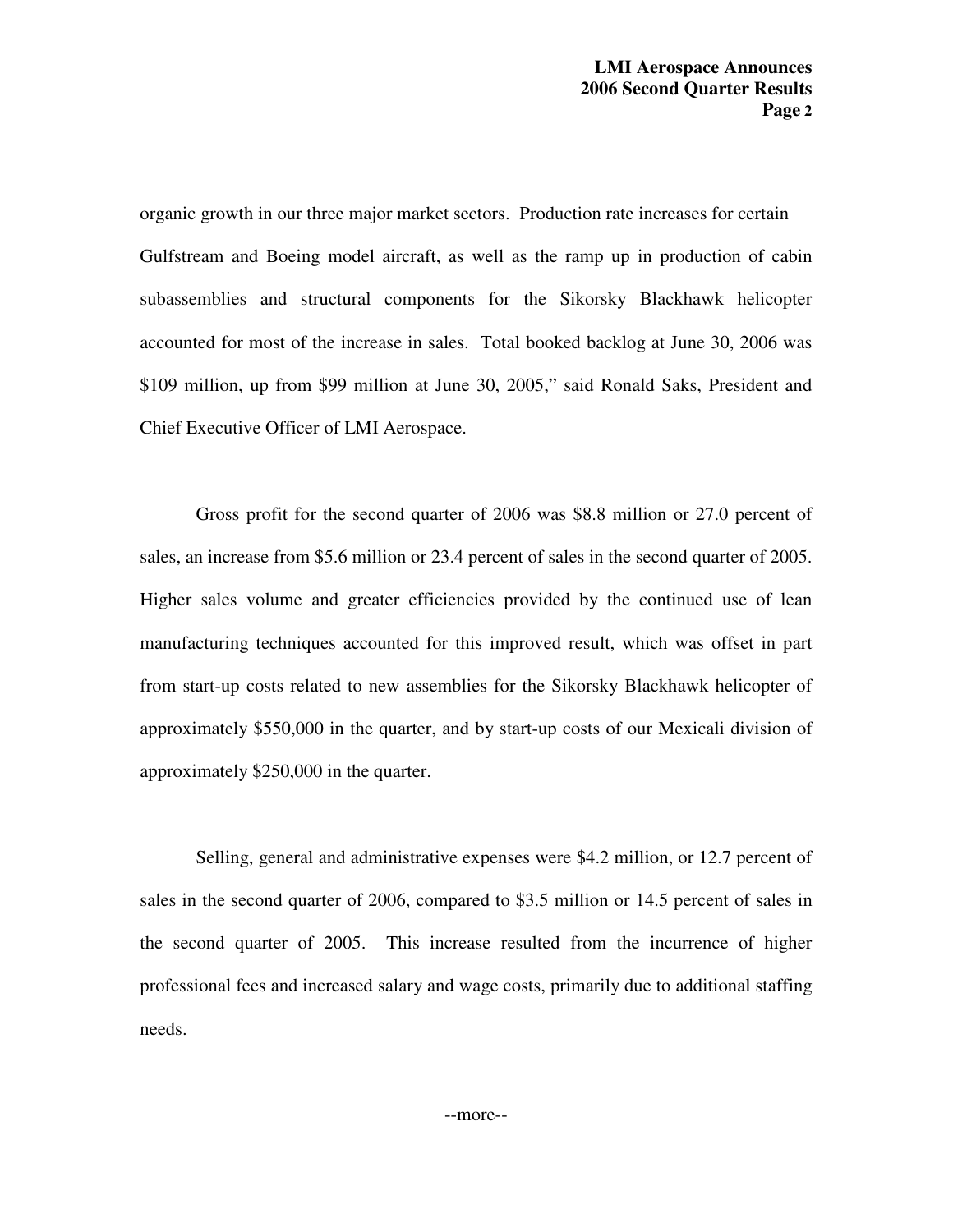organic growth in our three major market sectors. Production rate increases for certain Gulfstream and Boeing model aircraft, as well as the ramp up in production of cabin subassemblies and structural components for the Sikorsky Blackhawk helicopter accounted for most of the increase in sales. Total booked backlog at June 30, 2006 was $109 million, up from $99 million at June 30, 2005," said Ronald Saks, President and Chief Executive Officer of LMI Aerospace.

Gross profit for the second quarter of 2006 was $8.8 million or 27.0 percent of sales, an increase from $5.6 million or 23.4 percent of sales in the second quarter of 2005. Higher sales volume and greater efficiencies provided by the continued use of lean manufacturing techniques accounted for this improved result, which was offset in part from start-up costs related to new assemblies for the Sikorsky Blackhawk helicopter of approximately $550,000 in the quarter, and by start-up costs of our Mexicali division of approximately $250,000 in the quarter.

Selling, general and administrative expenses were $4.2 million, or 12.7 percent of sales in the second quarter of 2006, compared to $3.5 million or 14.5 percent of sales in the second quarter of 2005. This increase resulted from the incurrence of higher professional fees and increased salary and wage costs, primarily due to additional staffing needs.

--more--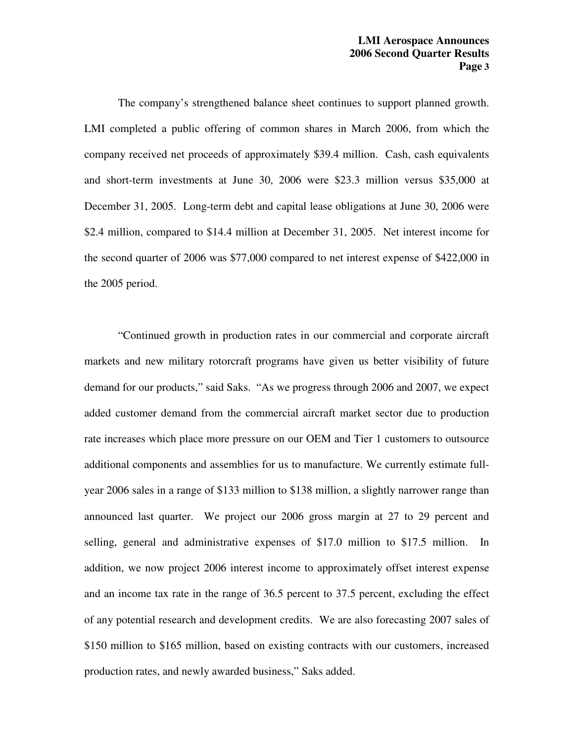The company's strengthened balance sheet continues to support planned growth. LMI completed a public offering of common shares in March 2006, from which the company received net proceeds of approximately $39.4 million. Cash, cash equivalents and short-term investments at June 30, 2006 were $23.3 million versus $35,000 at December 31, 2005. Long-term debt and capital lease obligations at June 30, 2006 were $2.4 million, compared to $14.4 million at December 31, 2005. Net interest income for the second quarter of 2006 was $77,000 compared to net interest expense of $422,000 in the 2005 period.

"Continued growth in production rates in our commercial and corporate aircraft markets and new military rotorcraft programs have given us better visibility of future demand for our products," said Saks. "As we progress through 2006 and 2007, we expect added customer demand from the commercial aircraft market sector due to production rate increases which place more pressure on our OEM and Tier 1 customers to outsource additional components and assemblies for us to manufacture. We currently estimate full-year 2006 sales in a range of $133 million to $138 million, a slightly narrower range than announced last quarter. We project our 2006 gross margin at 27 to 29 percent and selling, general and administrative expenses of $17.0 million to $17.5 million. In addition, we now project 2006 interest income to approximately offset interest expense and an income tax rate in the range of 36.5 percent to 37.5 percent, excluding the effect of any potential research and development credits. We are also forecasting 2007 sales of $150 million to $165 million, based on existing contracts with our customers, increased production rates, and newly awarded business," Saks added.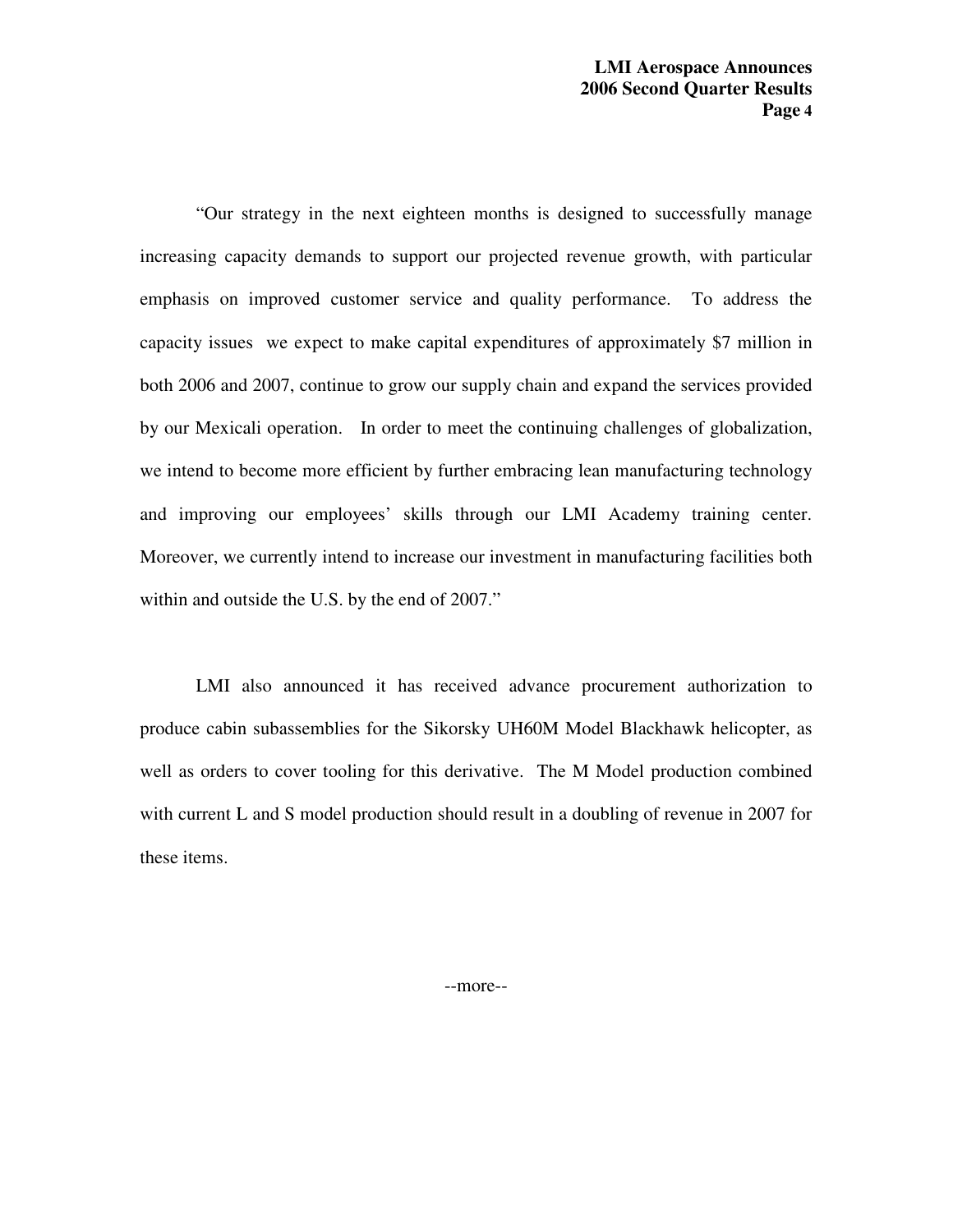"Our strategy in the next eighteen months is designed to successfully manage increasing capacity demands to support our projected revenue growth, with particular emphasis on improved customer service and quality performance. To address the capacity issues we expect to make capital expenditures of approximately $7 million in both 2006 and 2007, continue to grow our supply chain and expand the services provided by our Mexicali operation. In order to meet the continuing challenges of globalization, we intend to become more efficient by further embracing lean manufacturing technology and improving our employees' skills through our LMI Academy training center. Moreover, we currently intend to increase our investment in manufacturing facilities both within and outside the U.S. by the end of 2007."

LMI also announced it has received advance procurement authorization to produce cabin subassemblies for the Sikorsky UH60M Model Blackhawk helicopter, as well as orders to cover tooling for this derivative. The M Model production combined with current L and S model production should result in a doubling of revenue in 2007 for these items.

--more--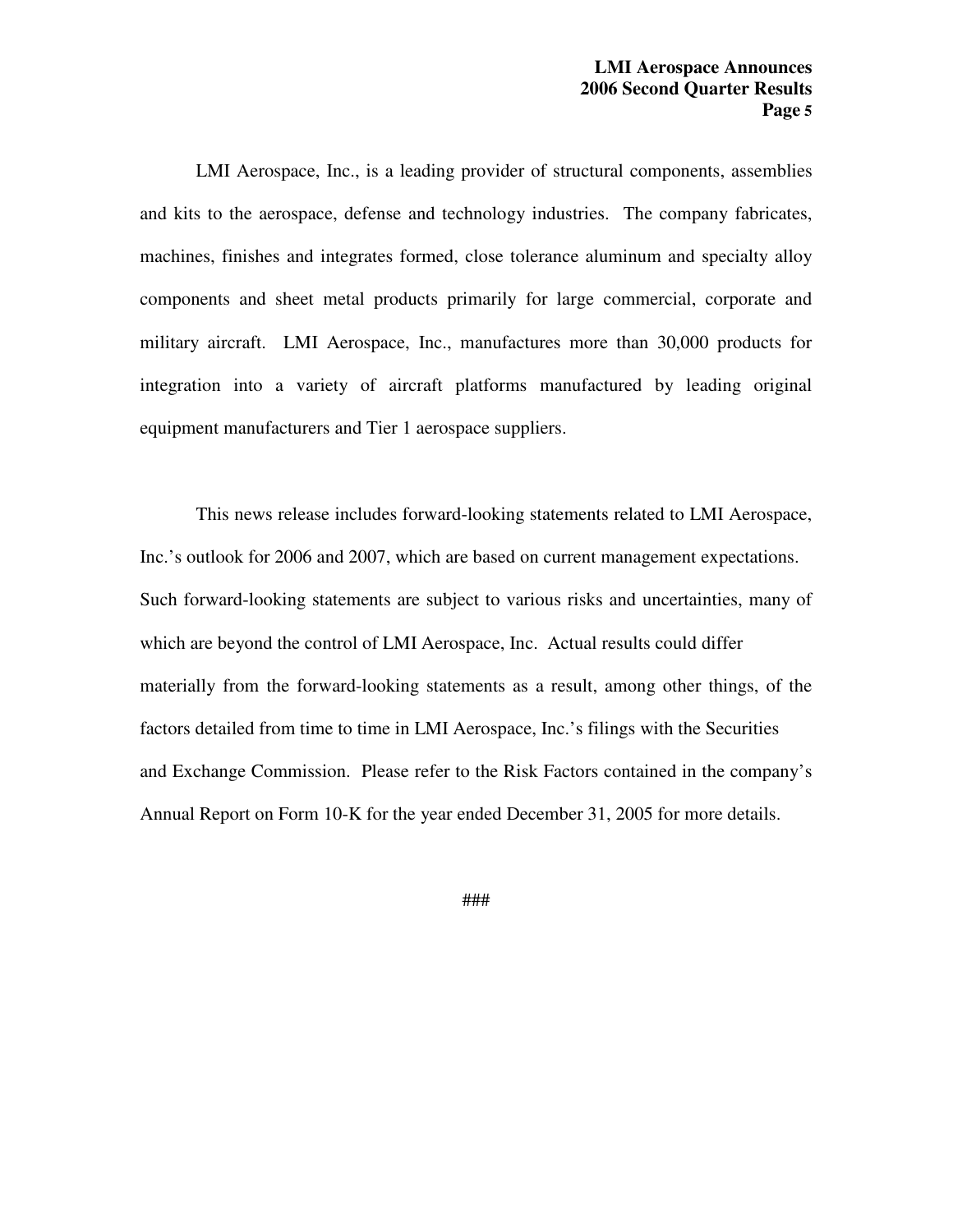LMI Aerospace, Inc., is a leading provider of structural components, assemblies and kits to the aerospace, defense and technology industries. The company fabricates, machines, finishes and integrates formed, close tolerance aluminum and specialty alloy components and sheet metal products primarily for large commercial, corporate and military aircraft. LMI Aerospace, Inc., manufactures more than 30,000 products for integration into a variety of aircraft platforms manufactured by leading original equipment manufacturers and Tier 1 aerospace suppliers.

This news release includes forward-looking statements related to LMI Aerospace, Inc.'s outlook for 2006 and 2007, which are based on current management expectations. Such forward-looking statements are subject to various risks and uncertainties, many of which are beyond the control of LMI Aerospace, Inc. Actual results could differ materially from the forward-looking statements as a result, among other things, of the factors detailed from time to time in LMI Aerospace, Inc.'s filings with the Securities and Exchange Commission. Please refer to the Risk Factors contained in the company's Annual Report on Form 10-K for the year ended December 31, 2005 for more details.

###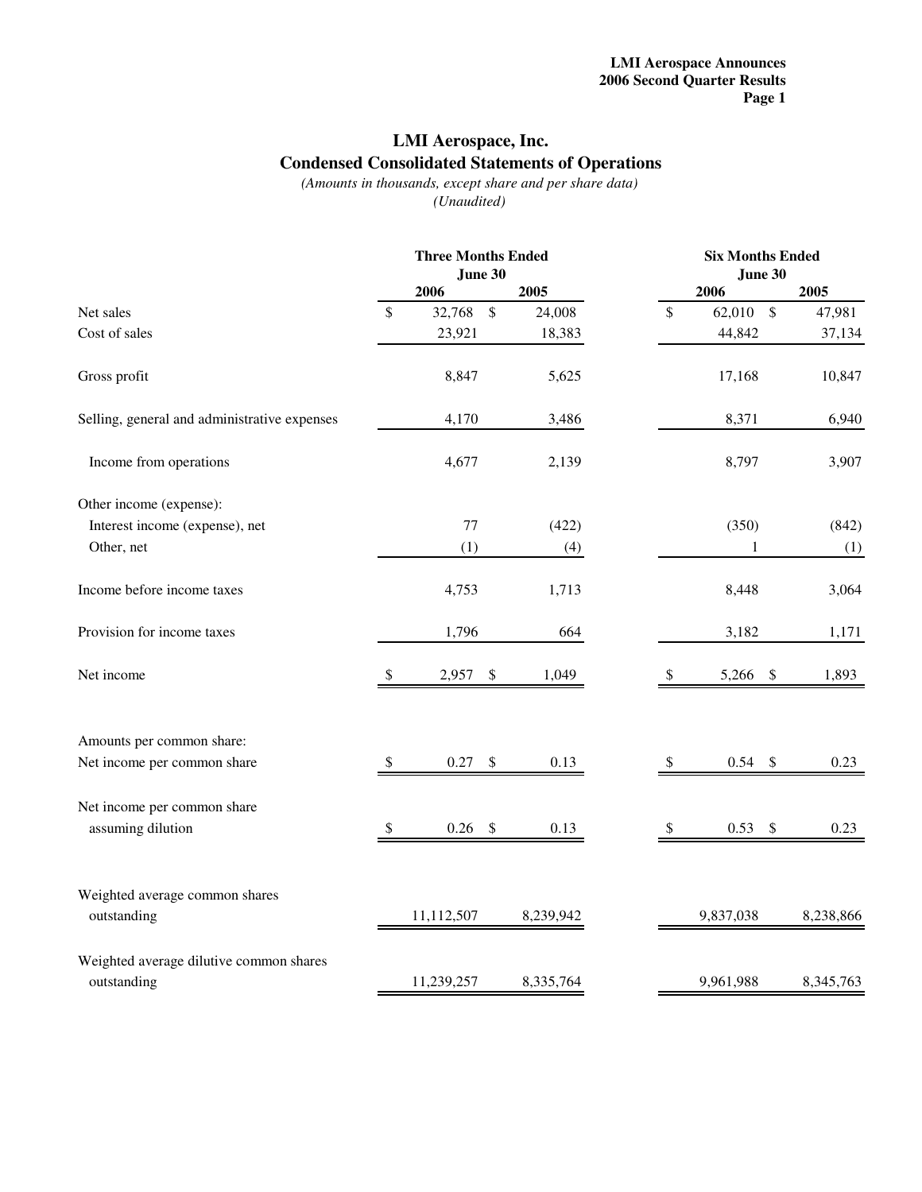# LMI Aerospace, Inc.
## Condensed Consolidated Statements of Operations

*(Amounts in thousands, except share and per share data)*
*(Unaudited)*

| | Three Months Ended June 30 | | Six Months Ended June 30 | |
|---|---|---|---|---|
| | 2006 | 2005 | 2006 | 2005 |
| Net sales | $ 32,768 | $ 24,008 | $ 62,010 | $ 47,981 |
| Cost of sales | 23,921 | 18,383 | 44,842 | 37,134 |
| Gross profit | 8,847 | 5,625 | 17,168 | 10,847 |
| Selling, general and administrative expenses | 4,170 | 3,486 | 8,371 | 6,940 |
| Income from operations | 4,677 | 2,139 | 8,797 | 3,907 |
| Other income (expense): | | | | |
| Interest income (expense), net | 77 | (422) | (350) | (842) |
| Other, net | (1) | (4) | 1 | (1) |
| Income before income taxes | 4,753 | 1,713 | 8,448 | 3,064 |
| Provision for income taxes | 1,796 | 664 | 3,182 | 1,171 |
| Net income | $ 2,957 | $ 1,049 | $ 5,266 | $ 1,893 |
| Amounts per common share: | | | | |
| Net income per common share | $ 0.27 | $ 0.13 | $ 0.54 | $ 0.23 |
| Net income per common share assuming dilution | $ 0.26 | $ 0.13 | $ 0.53 | $ 0.23 |
| Weighted average common shares outstanding | 11,112,507 | 8,239,942 | 9,837,038 | 8,238,866 |
| Weighted average dilutive common shares outstanding | 11,239,257 | 8,335,764 | 9,961,988 | 8,345,763 |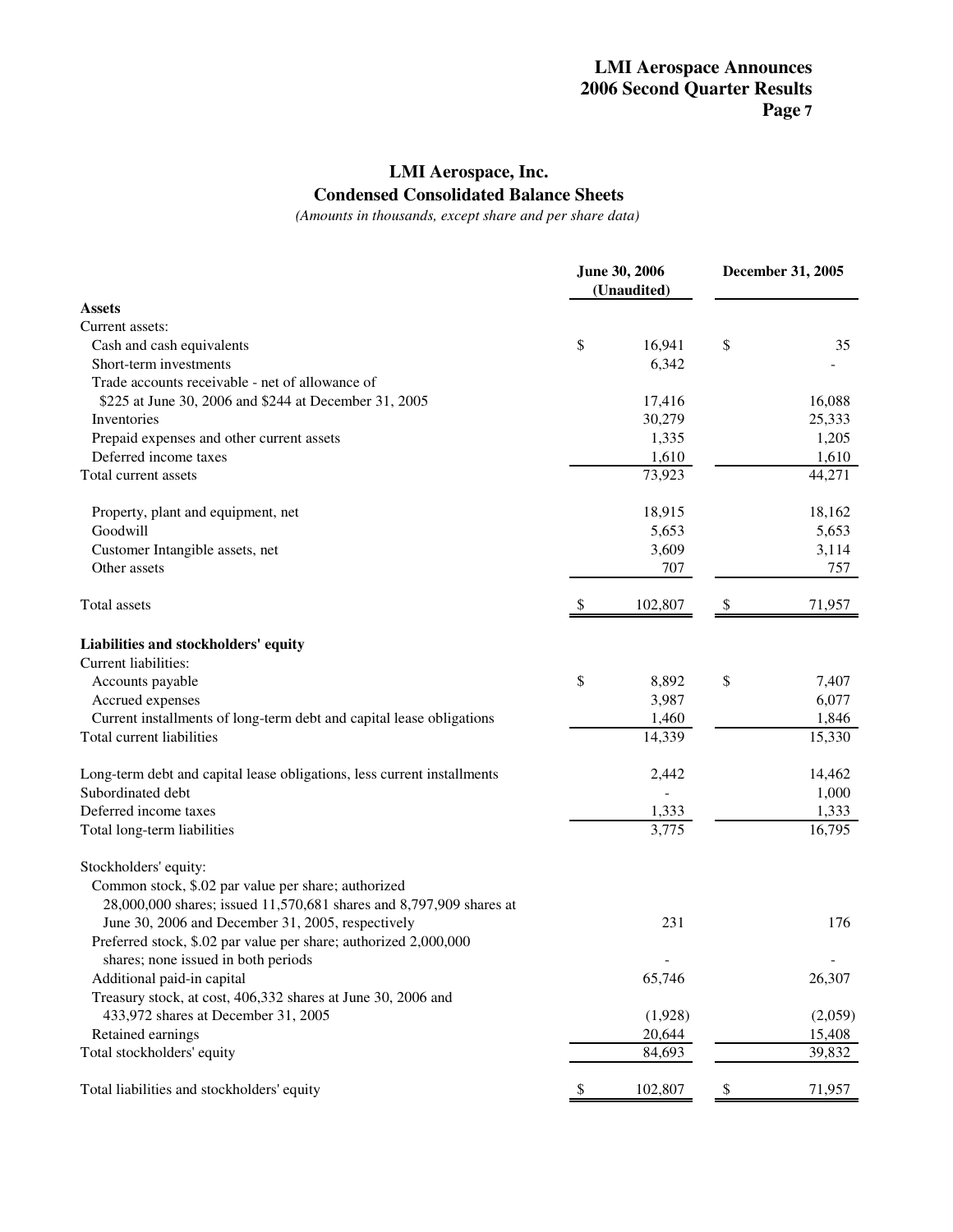## LMI Aerospace, Inc.
## Condensed Consolidated Balance Sheets

*(Amounts in thousands, except share and per share data)*

| | June 30, 2006 (Unaudited) | December 31, 2005 |
|---|---|---|
| **Assets** | | |
| Current assets: | | |
| Cash and cash equivalents | $ 16,941 | $ 35 |
| Short-term investments | 6,342 | - |
| Trade accounts receivable - net of allowance of $225 at June 30, 2006 and $244 at December 31, 2005 | 17,416 | 16,088 |
| Inventories | 30,279 | 25,333 |
| Prepaid expenses and other current assets | 1,335 | 1,205 |
| Deferred income taxes | 1,610 | 1,610 |
| Total current assets | 73,923 | 44,271 |
| Property, plant and equipment, net | 18,915 | 18,162 |
| Goodwill | 5,653 | 5,653 |
| Customer Intangible assets, net | 3,609 | 3,114 |
| Other assets | 707 | 757 |
| Total assets | $ 102,807 | $ 71,957 |
| **Liabilities and stockholders' equity** | | |
| Current liabilities: | | |
| Accounts payable | $ 8,892 | $ 7,407 |
| Accrued expenses | 3,987 | 6,077 |
| Current installments of long-term debt and capital lease obligations | 1,460 | 1,846 |
| Total current liabilities | 14,339 | 15,330 |
| Long-term debt and capital lease obligations, less current installments | 2,442 | 14,462 |
| Subordinated debt | - | 1,000 |
| Deferred income taxes | 1,333 | 1,333 |
| Total long-term liabilities | 3,775 | 16,795 |
| Stockholders' equity: | | |
| Common stock, $.02 par value per share; authorized 28,000,000 shares; issued 11,570,681 shares and 8,797,909 shares at June 30, 2006 and December 31, 2005, respectively | 231 | 176 |
| Preferred stock, $.02 par value per share; authorized 2,000,000 shares; none issued in both periods | - | - |
| Additional paid-in capital | 65,746 | 26,307 |
| Treasury stock, at cost, 406,332 shares at June 30, 2006 and 433,972 shares at December 31, 2005 | (1,928) | (2,059) |
| Retained earnings | 20,644 | 15,408 |
| Total stockholders' equity | 84,693 | 39,832 |
| Total liabilities and stockholders' equity | $ 102,807 | $ 71,957 |